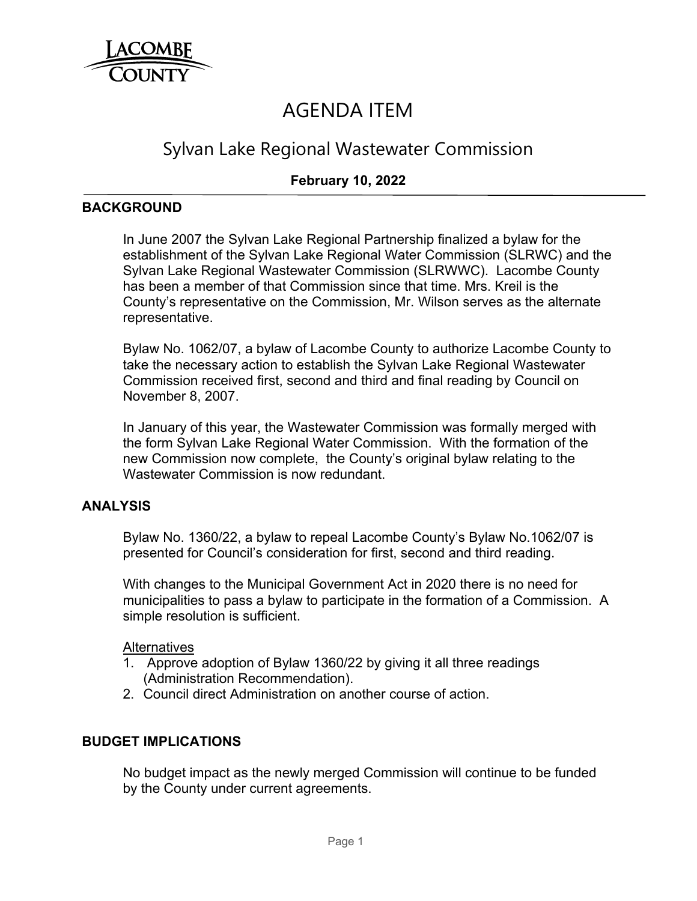LACOMBE COUNTY

# AGENDA ITEM

## Sylvan Lake Regional Wastewater Commission

**February 10, 2022**

### BACKGROUND

In June 2007 the Sylvan Lake Regional Partnership finalized a bylaw for the establishment of the Sylvan Lake Regional Water Commission (SLRWC) and the Sylvan Lake Regional Wastewater Commission (SLRWWC). Lacombe County has been a member of that Commission since that time. Mrs. Kreil is the County's representative on the Commission, Mr. Wilson serves as the alternate representative.

Bylaw No. 1062/07, a bylaw of Lacombe County to authorize Lacombe County to take the necessary action to establish the Sylvan Lake Regional Wastewater Commission received first, second and third and final reading by Council on November 8, 2007.

In January of this year, the Wastewater Commission was formally merged with the form Sylvan Lake Regional Water Commission. With the formation of the new Commission now complete, the County's original bylaw relating to the Wastewater Commission is now redundant.

### ANALYSIS

Bylaw No. 1360/22, a bylaw to repeal Lacombe County's Bylaw No.1062/07 is presented for Council's consideration for first, second and third reading.

With changes to the Municipal Government Act in 2020 there is no need for municipalities to pass a bylaw to participate in the formation of a Commission. A simple resolution is sufficient.

<u>Alternatives</u>

1. Approve adoption of Bylaw 1360/22 by giving it all three readings (Administration Recommendation).
2. Council direct Administration on another course of action.

### BUDGET IMPLICATIONS

No budget impact as the newly merged Commission will continue to be funded by the County under current agreements.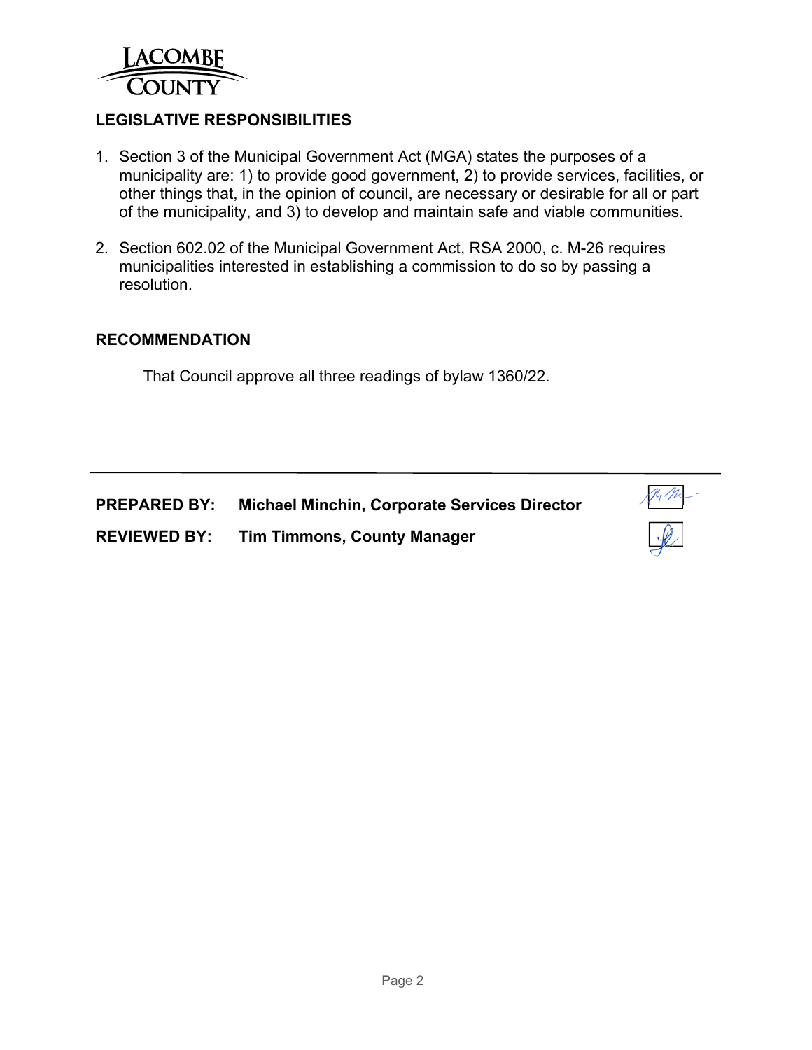## LEGISLATIVE RESPONSIBILITIES

1. Section 3 of the Municipal Government Act (MGA) states the purposes of a municipality are: 1) to provide good government, 2) to provide services, facilities, or other things that, in the opinion of council, are necessary or desirable for all or part of the municipality, and 3) to develop and maintain safe and viable communities.

2. Section 602.02 of the Municipal Government Act, RSA 2000, c. M-26 requires municipalities interested in establishing a commission to do so by passing a resolution.

## RECOMMENDATION

That Council approve all three readings of bylaw 1360/22.

---

**PREPARED BY:** **Michael Minchin, Corporate Services Director**

**REVIEWED BY:** **Tim Timmons, County Manager**